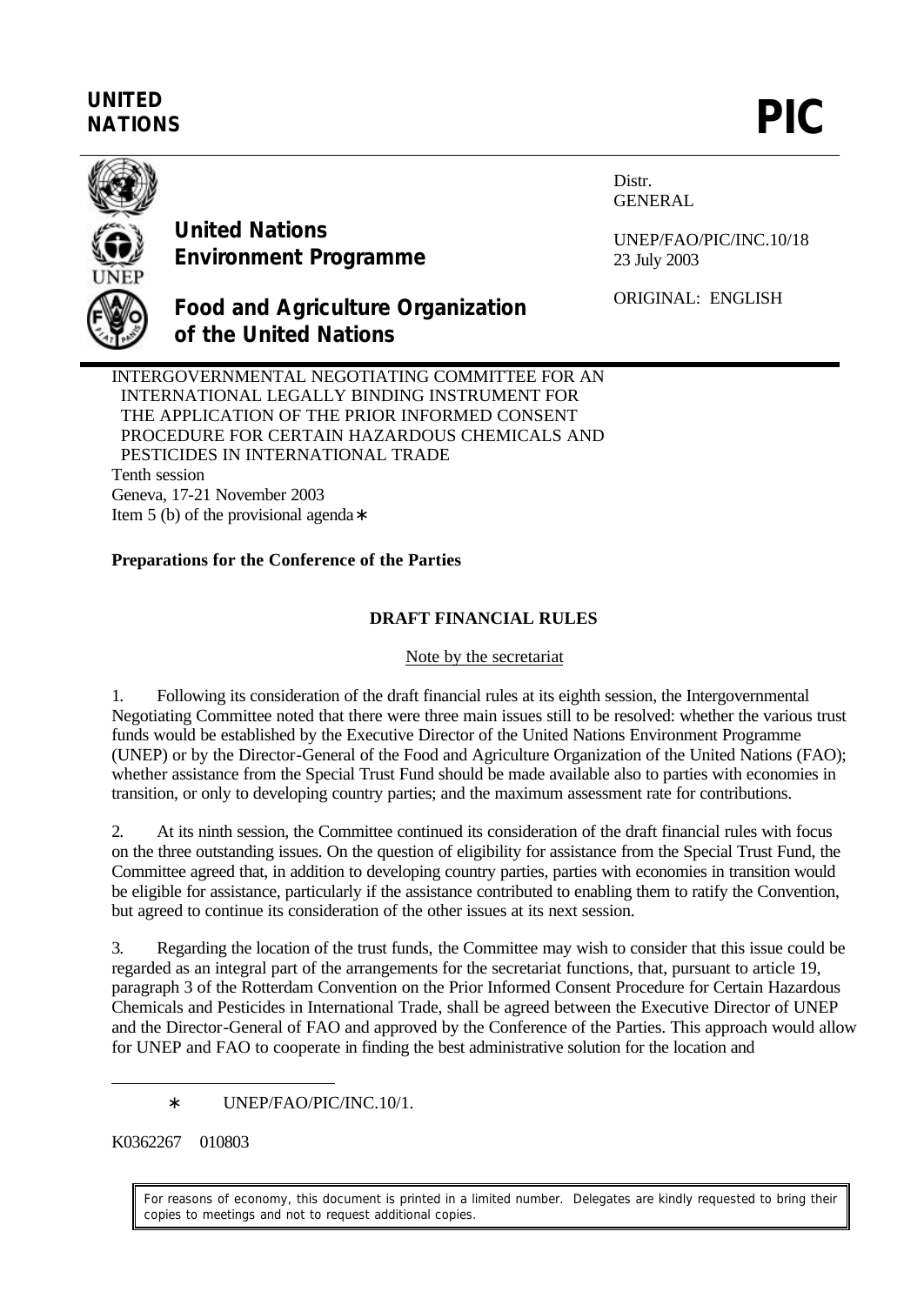UNITED NATIONS

**PIC**

**United Nations Environment Programme**

**Food and Agriculture Organization of the United Nations**

Distr.
GENERAL

UNEP/FAO/PIC/INC.10/18
23 July 2003

ORIGINAL: ENGLISH

INTERGOVERNMENTAL NEGOTIATING COMMITTEE FOR AN INTERNATIONAL LEGALLY BINDING INSTRUMENT FOR THE APPLICATION OF THE PRIOR INFORMED CONSENT PROCEDURE FOR CERTAIN HAZARDOUS CHEMICALS AND PESTICIDES IN INTERNATIONAL TRADE
Tenth session
Geneva, 17-21 November 2003
Item 5 (b) of the provisional agenda*

**Preparations for the Conference of the Parties**

**DRAFT FINANCIAL RULES**

Note by the secretariat

1. Following its consideration of the draft financial rules at its eighth session, the Intergovernmental Negotiating Committee noted that there were three main issues still to be resolved: whether the various trust funds would be established by the Executive Director of the United Nations Environment Programme (UNEP) or by the Director-General of the Food and Agriculture Organization of the United Nations (FAO); whether assistance from the Special Trust Fund should be made available also to parties with economies in transition, or only to developing country parties; and the maximum assessment rate for contributions.

2. At its ninth session, the Committee continued its consideration of the draft financial rules with focus on the three outstanding issues. On the question of eligibility for assistance from the Special Trust Fund, the Committee agreed that, in addition to developing country parties, parties with economies in transition would be eligible for assistance, particularly if the assistance contributed to enabling them to ratify the Convention, but agreed to continue its consideration of the other issues at its next session.

3. Regarding the location of the trust funds, the Committee may wish to consider that this issue could be regarded as an integral part of the arrangements for the secretariat functions, that, pursuant to article 19, paragraph 3 of the Rotterdam Convention on the Prior Informed Consent Procedure for Certain Hazardous Chemicals and Pesticides in International Trade, shall be agreed between the Executive Director of UNEP and the Director-General of FAO and approved by the Conference of the Parties. This approach would allow for UNEP and FAO to cooperate in finding the best administrative solution for the location and

* UNEP/FAO/PIC/INC.10/1.

K0362267 010803

For reasons of economy, this document is printed in a limited number. Delegates are kindly requested to bring their copies to meetings and not to request additional copies.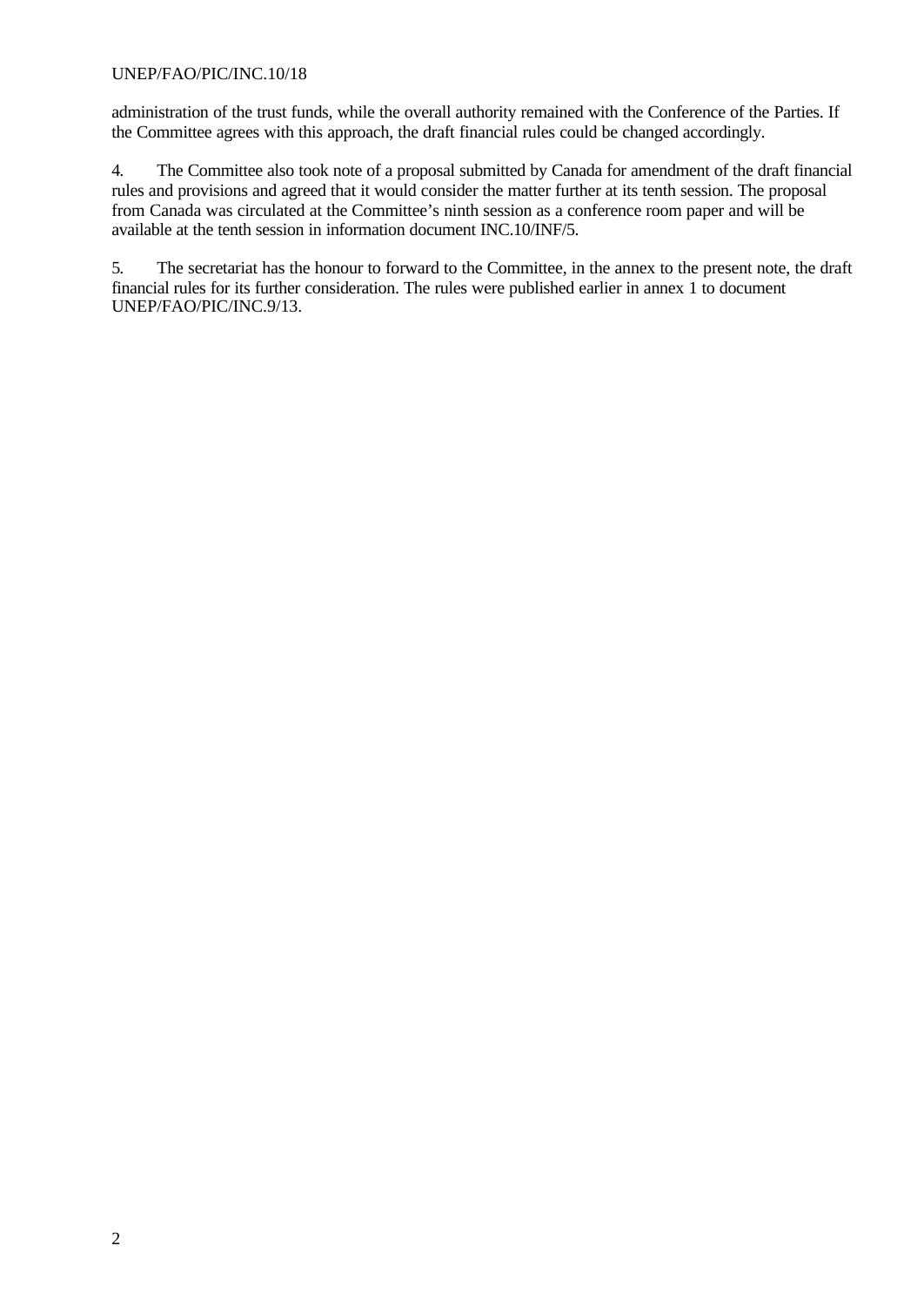administration of the trust funds, while the overall authority remained with the Conference of the Parties. If the Committee agrees with this approach, the draft financial rules could be changed accordingly.

4. The Committee also took note of a proposal submitted by Canada for amendment of the draft financial rules and provisions and agreed that it would consider the matter further at its tenth session. The proposal from Canada was circulated at the Committee's ninth session as a conference room paper and will be available at the tenth session in information document INC.10/INF/5.

5. The secretariat has the honour to forward to the Committee, in the annex to the present note, the draft financial rules for its further consideration. The rules were published earlier in annex 1 to document UNEP/FAO/PIC/INC.9/13.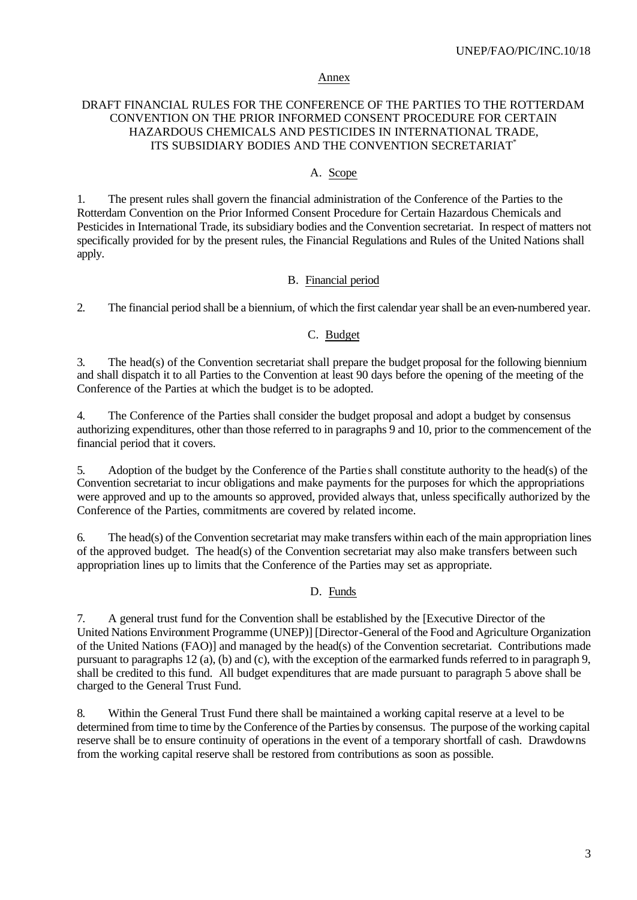Annex

## DRAFT FINANCIAL RULES FOR THE CONFERENCE OF THE PARTIES TO THE ROTTERDAM CONVENTION ON THE PRIOR INFORMED CONSENT PROCEDURE FOR CERTAIN HAZARDOUS CHEMICALS AND PESTICIDES IN INTERNATIONAL TRADE, ITS SUBSIDIARY BODIES AND THE CONVENTION SECRETARIAT*

### A. Scope

1. The present rules shall govern the financial administration of the Conference of the Parties to the Rotterdam Convention on the Prior Informed Consent Procedure for Certain Hazardous Chemicals and Pesticides in International Trade, its subsidiary bodies and the Convention secretariat. In respect of matters not specifically provided for by the present rules, the Financial Regulations and Rules of the United Nations shall apply.

### B. Financial period

2. The financial period shall be a biennium, of which the first calendar year shall be an even-numbered year.

### C. Budget

3. The head(s) of the Convention secretariat shall prepare the budget proposal for the following biennium and shall dispatch it to all Parties to the Convention at least 90 days before the opening of the meeting of the Conference of the Parties at which the budget is to be adopted.

4. The Conference of the Parties shall consider the budget proposal and adopt a budget by consensus authorizing expenditures, other than those referred to in paragraphs 9 and 10, prior to the commencement of the financial period that it covers.

5. Adoption of the budget by the Conference of the Parties shall constitute authority to the head(s) of the Convention secretariat to incur obligations and make payments for the purposes for which the appropriations were approved and up to the amounts so approved, provided always that, unless specifically authorized by the Conference of the Parties, commitments are covered by related income.

6. The head(s) of the Convention secretariat may make transfers within each of the main appropriation lines of the approved budget. The head(s) of the Convention secretariat may also make transfers between such appropriation lines up to limits that the Conference of the Parties may set as appropriate.

### D. Funds

7. A general trust fund for the Convention shall be established by the [Executive Director of the United Nations Environment Programme (UNEP)] [Director-General of the Food and Agriculture Organization of the United Nations (FAO)] and managed by the head(s) of the Convention secretariat. Contributions made pursuant to paragraphs 12 (a), (b) and (c), with the exception of the earmarked funds referred to in paragraph 9, shall be credited to this fund. All budget expenditures that are made pursuant to paragraph 5 above shall be charged to the General Trust Fund.

8. Within the General Trust Fund there shall be maintained a working capital reserve at a level to be determined from time to time by the Conference of the Parties by consensus. The purpose of the working capital reserve shall be to ensure continuity of operations in the event of a temporary shortfall of cash. Drawdowns from the working capital reserve shall be restored from contributions as soon as possible.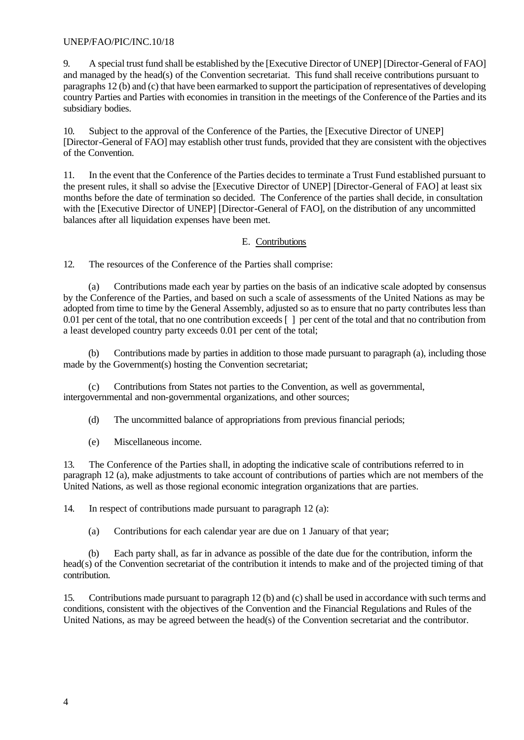9. A special trust fund shall be established by the [Executive Director of UNEP] [Director-General of FAO] and managed by the head(s) of the Convention secretariat. This fund shall receive contributions pursuant to paragraphs 12 (b) and (c) that have been earmarked to support the participation of representatives of developing country Parties and Parties with economies in transition in the meetings of the Conference of the Parties and its subsidiary bodies.

10. Subject to the approval of the Conference of the Parties, the [Executive Director of UNEP] [Director-General of FAO] may establish other trust funds, provided that they are consistent with the objectives of the Convention.

11. In the event that the Conference of the Parties decides to terminate a Trust Fund established pursuant to the present rules, it shall so advise the [Executive Director of UNEP] [Director-General of FAO] at least six months before the date of termination so decided. The Conference of the parties shall decide, in consultation with the [Executive Director of UNEP] [Director-General of FAO], on the distribution of any uncommitted balances after all liquidation expenses have been met.

## E. Contributions

12. The resources of the Conference of the Parties shall comprise:

(a) Contributions made each year by parties on the basis of an indicative scale adopted by consensus by the Conference of the Parties, and based on such a scale of assessments of the United Nations as may be adopted from time to time by the General Assembly, adjusted so as to ensure that no party contributes less than 0.01 per cent of the total, that no one contribution exceeds [ ] per cent of the total and that no contribution from a least developed country party exceeds 0.01 per cent of the total;

(b) Contributions made by parties in addition to those made pursuant to paragraph (a), including those made by the Government(s) hosting the Convention secretariat;

(c) Contributions from States not parties to the Convention, as well as governmental, intergovernmental and non-governmental organizations, and other sources;

(d) The uncommitted balance of appropriations from previous financial periods;

(e) Miscellaneous income.

13. The Conference of the Parties shall, in adopting the indicative scale of contributions referred to in paragraph 12 (a), make adjustments to take account of contributions of parties which are not members of the United Nations, as well as those regional economic integration organizations that are parties.

14. In respect of contributions made pursuant to paragraph 12 (a):

(a) Contributions for each calendar year are due on 1 January of that year;

(b) Each party shall, as far in advance as possible of the date due for the contribution, inform the head(s) of the Convention secretariat of the contribution it intends to make and of the projected timing of that contribution.

15. Contributions made pursuant to paragraph 12 (b) and (c) shall be used in accordance with such terms and conditions, consistent with the objectives of the Convention and the Financial Regulations and Rules of the United Nations, as may be agreed between the head(s) of the Convention secretariat and the contributor.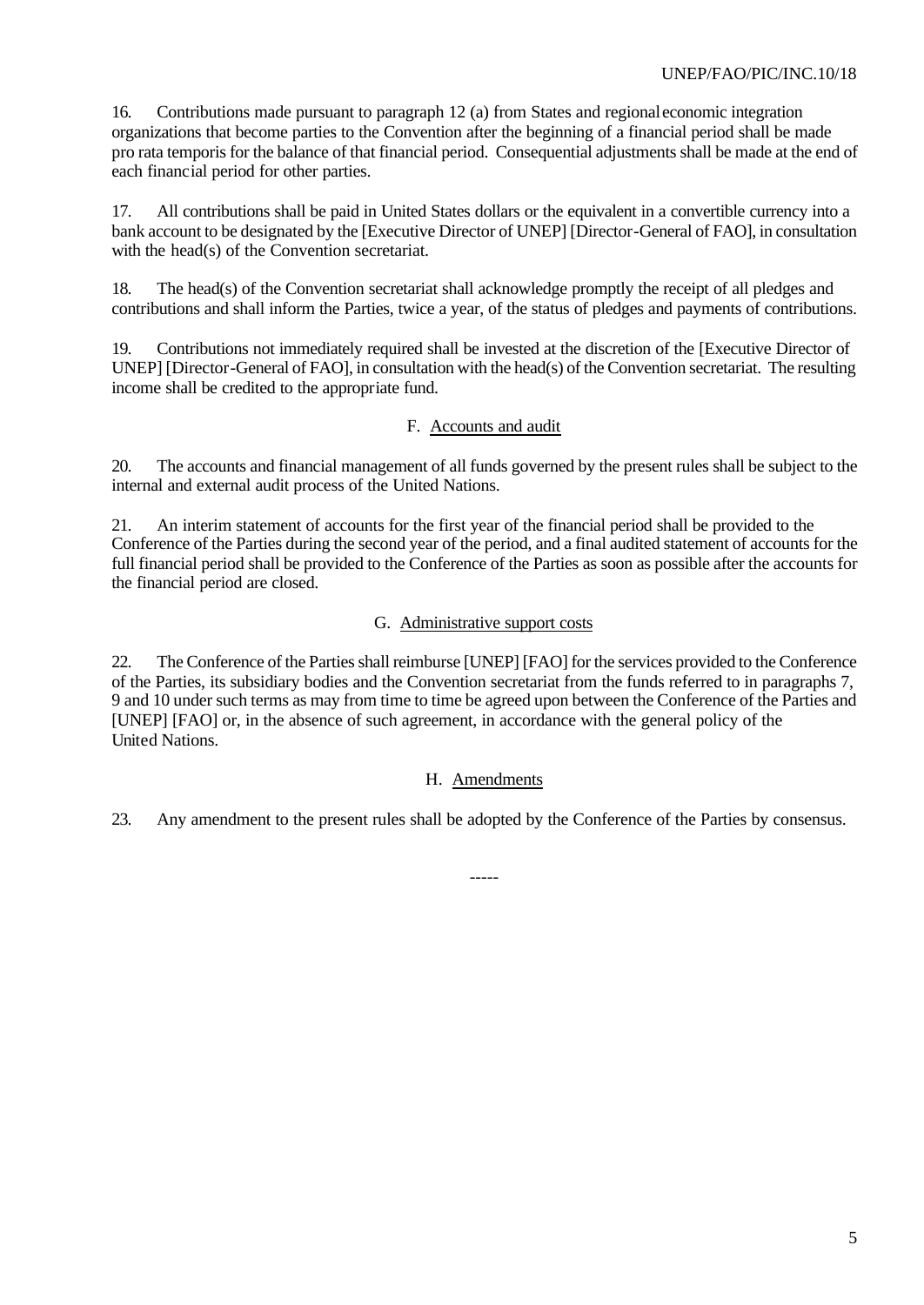16. Contributions made pursuant to paragraph 12 (a) from States and regional economic integration organizations that become parties to the Convention after the beginning of a financial period shall be made pro rata temporis for the balance of that financial period. Consequential adjustments shall be made at the end of each financial period for other parties.

17. All contributions shall be paid in United States dollars or the equivalent in a convertible currency into a bank account to be designated by the [Executive Director of UNEP] [Director-General of FAO], in consultation with the head(s) of the Convention secretariat.

18. The head(s) of the Convention secretariat shall acknowledge promptly the receipt of all pledges and contributions and shall inform the Parties, twice a year, of the status of pledges and payments of contributions.

19. Contributions not immediately required shall be invested at the discretion of the [Executive Director of UNEP] [Director-General of FAO], in consultation with the head(s) of the Convention secretariat. The resulting income shall be credited to the appropriate fund.

### F. Accounts and audit

20. The accounts and financial management of all funds governed by the present rules shall be subject to the internal and external audit process of the United Nations.

21. An interim statement of accounts for the first year of the financial period shall be provided to the Conference of the Parties during the second year of the period, and a final audited statement of accounts for the full financial period shall be provided to the Conference of the Parties as soon as possible after the accounts for the financial period are closed.

### G. Administrative support costs

22. The Conference of the Parties shall reimburse [UNEP] [FAO] for the services provided to the Conference of the Parties, its subsidiary bodies and the Convention secretariat from the funds referred to in paragraphs 7, 9 and 10 under such terms as may from time to time be agreed upon between the Conference of the Parties and [UNEP] [FAO] or, in the absence of such agreement, in accordance with the general policy of the United Nations.

### H. Amendments

23. Any amendment to the present rules shall be adopted by the Conference of the Parties by consensus.

-----